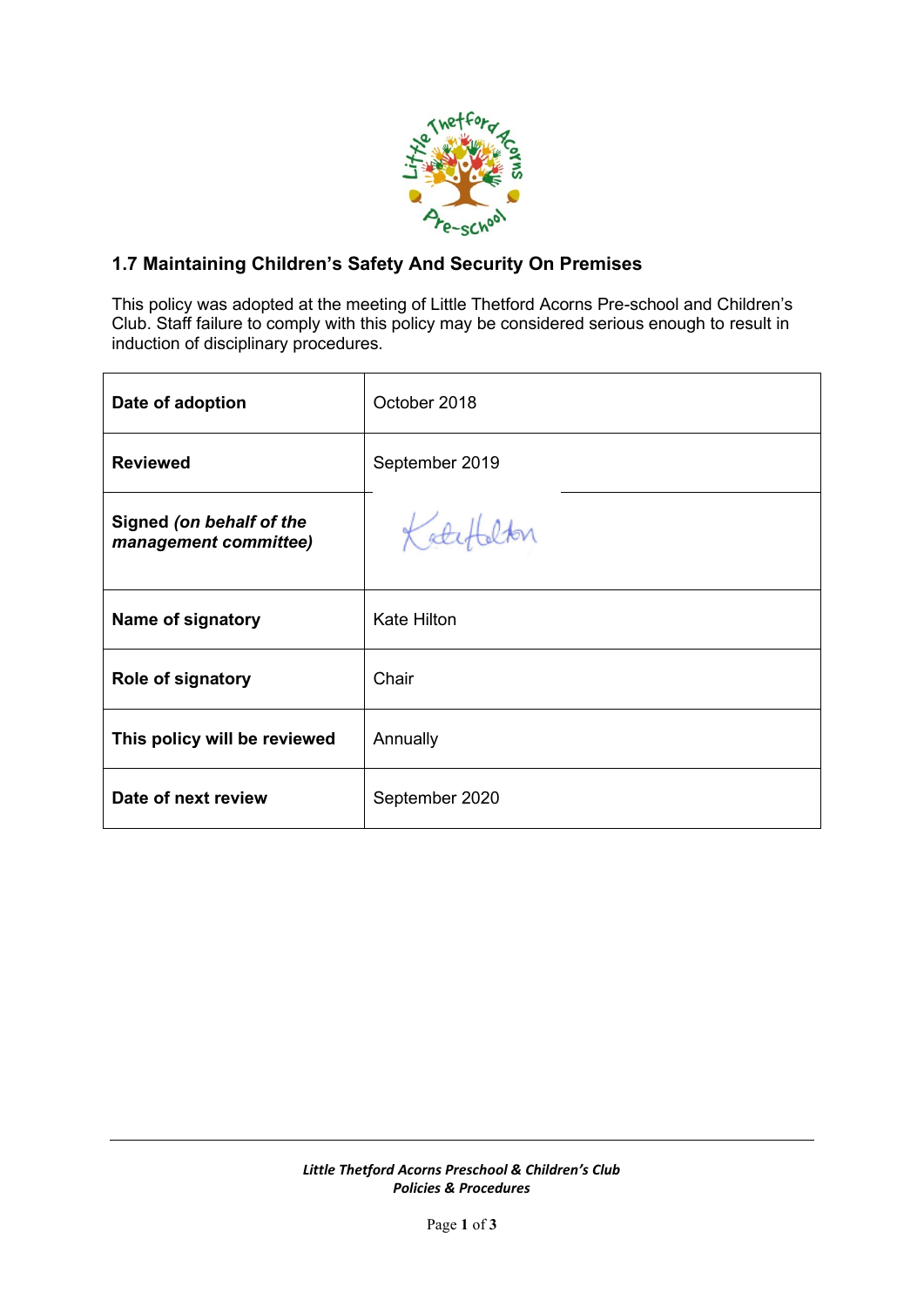## 1.7 Maintaining Children's Safety And Security On Premises

This policy was adopted at the meeting of Little Thetford Acorns Pre-school and Children's Club. Staff failure to comply with this policy may be considered serious enough to result in induction of disciplinary procedures.

| **Date of adoption** | October 2018 |
|---|---|
| **Reviewed** | September 2019 |
| **Signed** ***(on behalf of the management committee)*** | Kate Hilton |
| **Name of signatory** | Kate Hilton |
| **Role of signatory** | Chair |
| **This policy will be reviewed** | Annually |
| **Date of next review** | September 2020 |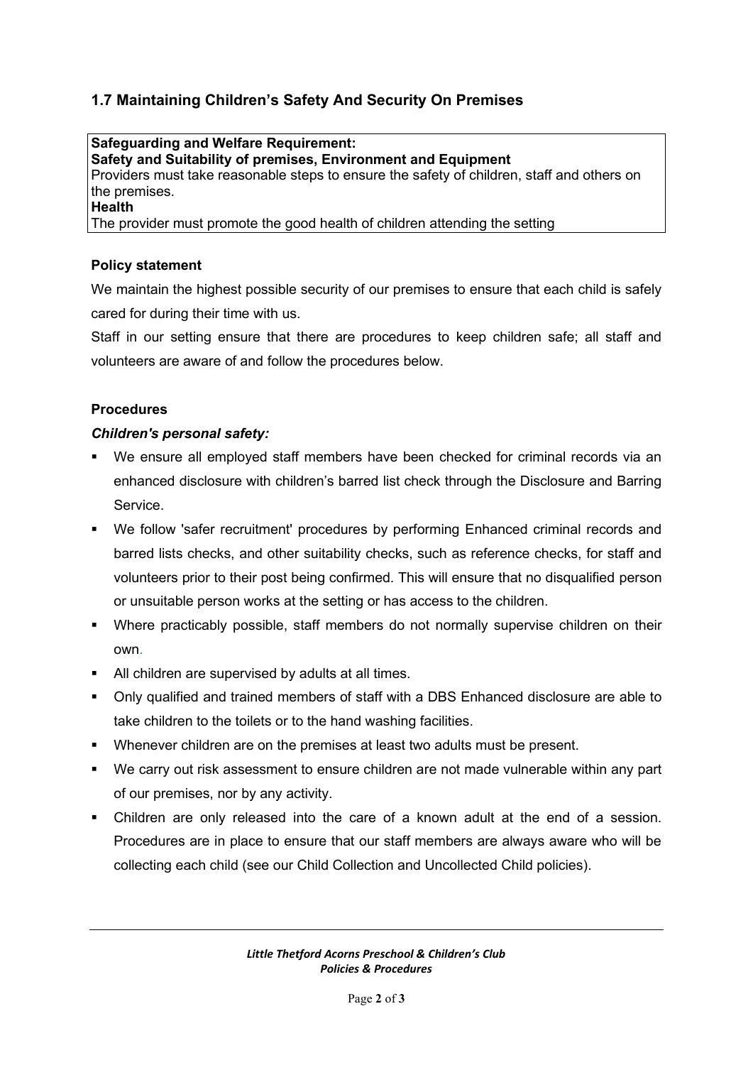## 1.7 Maintaining Children's Safety And Security On Premises

| **Safeguarding and Welfare Requirement:**<br>**Safety and Suitability of premises, Environment and Equipment**<br>Providers must take reasonable steps to ensure the safety of children, staff and others on the premises.<br>**Health**<br>The provider must promote the good health of children attending the setting |
| --- |

### Policy statement

We maintain the highest possible security of our premises to ensure that each child is safely cared for during their time with us.

Staff in our setting ensure that there are procedures to keep children safe; all staff and volunteers are aware of and follow the procedures below.

### Procedures

***Children's personal safety:***

- We ensure all employed staff members have been checked for criminal records via an enhanced disclosure with children's barred list check through the Disclosure and Barring Service.
- We follow 'safer recruitment' procedures by performing Enhanced criminal records and barred lists checks, and other suitability checks, such as reference checks, for staff and volunteers prior to their post being confirmed. This will ensure that no disqualified person or unsuitable person works at the setting or has access to the children.
- Where practicably possible, staff members do not normally supervise children on their own.
- All children are supervised by adults at all times.
- Only qualified and trained members of staff with a DBS Enhanced disclosure are able to take children to the toilets or to the hand washing facilities.
- Whenever children are on the premises at least two adults must be present.
- We carry out risk assessment to ensure children are not made vulnerable within any part of our premises, nor by any activity.
- Children are only released into the care of a known adult at the end of a session. Procedures are in place to ensure that our staff members are always aware who will be collecting each child (see our Child Collection and Uncollected Child policies).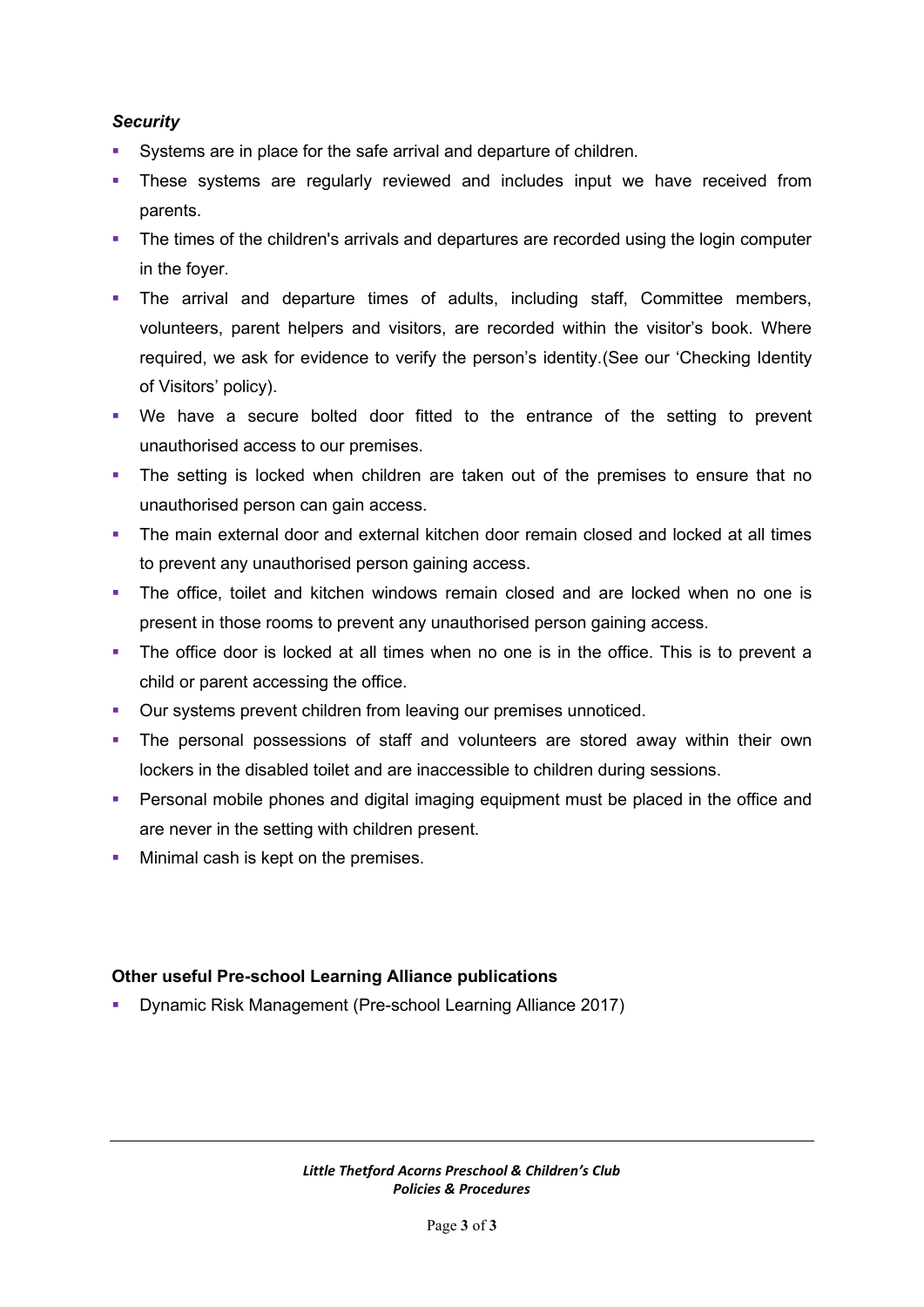***Security***

- Systems are in place for the safe arrival and departure of children.
- These systems are regularly reviewed and includes input we have received from parents.
- The times of the children's arrivals and departures are recorded using the login computer in the foyer.
- The arrival and departure times of adults, including staff, Committee members, volunteers, parent helpers and visitors, are recorded within the visitor's book. Where required, we ask for evidence to verify the person's identity.(See our 'Checking Identity of Visitors' policy).
- We have a secure bolted door fitted to the entrance of the setting to prevent unauthorised access to our premises.
- The setting is locked when children are taken out of the premises to ensure that no unauthorised person can gain access.
- The main external door and external kitchen door remain closed and locked at all times to prevent any unauthorised person gaining access.
- The office, toilet and kitchen windows remain closed and are locked when no one is present in those rooms to prevent any unauthorised person gaining access.
- The office door is locked at all times when no one is in the office. This is to prevent a child or parent accessing the office.
- Our systems prevent children from leaving our premises unnoticed.
- The personal possessions of staff and volunteers are stored away within their own lockers in the disabled toilet and are inaccessible to children during sessions.
- Personal mobile phones and digital imaging equipment must be placed in the office and are never in the setting with children present.
- Minimal cash is kept on the premises.

**Other useful Pre-school Learning Alliance publications**

- Dynamic Risk Management (Pre-school Learning Alliance 2017)